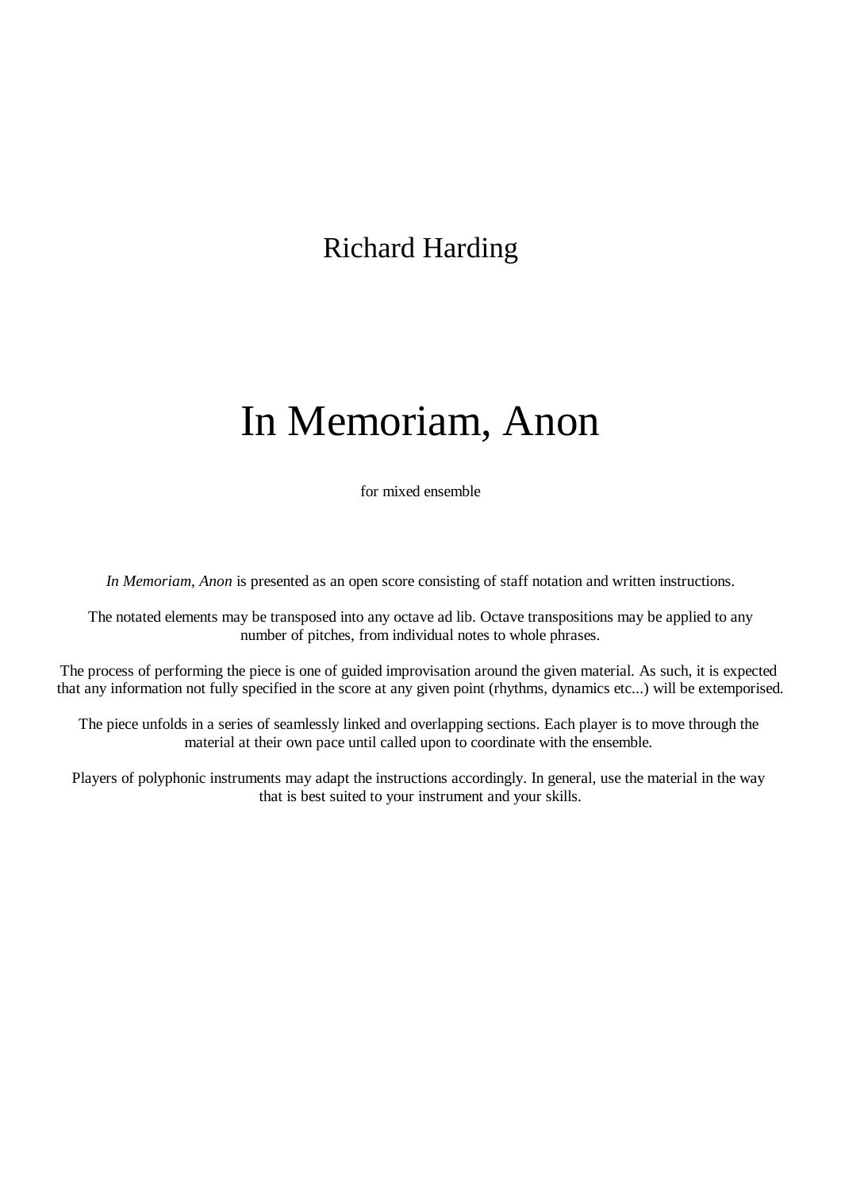Richard Harding

# In Memoriam, Anon

for mixed ensemble

*In Memoriam, Anon* is presented as an open score consisting of staff notation and written instructions.

The notated elements may be transposed into any octave ad lib. Octave transpositions may be applied to any number of pitches, from individual notes to whole phrases.

The process of performing the piece is one of guided improvisation around the given material. As such, it is expected that any information not fully specified in the score at any given point (rhythms, dynamics etc...) will be extemporised.

The piece unfolds in a series of seamlessly linked and overlapping sections. Each player is to move through the material at their own pace until called upon to coordinate with the ensemble.

Players of polyphonic instruments may adapt the instructions accordingly. In general, use the material in the way that is best suited to your instrument and your skills.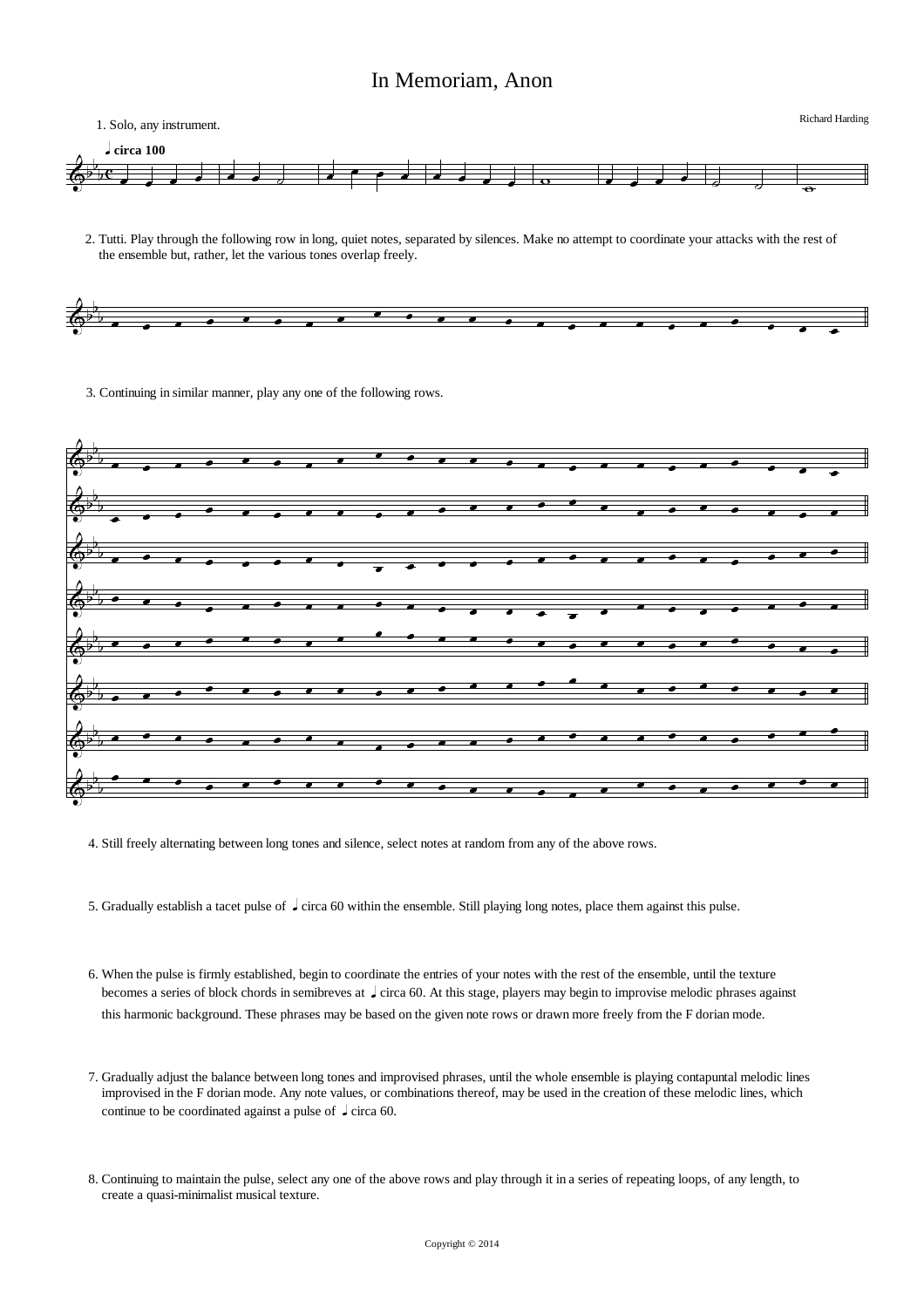# In Memoriam, Anon

Richard Harding

1. Solo, any instrument.

♩ **circa 100**

2. Tutti. Play through the following row in long, quiet notes, separated by silences. Make no attempt to coordinate your attacks with the rest of the ensemble but, rather, let the various tones overlap freely.

3. Continuing in similar manner, play any one of the following rows.

4. Still freely alternating between long tones and silence, select notes at random from any of the above rows.

5. Gradually establish a tacet pulse of ♩ circa 60 within the ensemble. Still playing long notes, place them against this pulse.

6. When the pulse is firmly established, begin to coordinate the entries of your notes with the rest of the ensemble, until the texture becomes a series of block chords in semibreves at ♩ circa 60. At this stage, players may begin to improvise melodic phrases against this harmonic background. These phrases may be based on the given note rows or drawn more freely from the F dorian mode.

7. Gradually adjust the balance between long tones and improvised phrases, until the whole ensemble is playing contapuntal melodic lines improvised in the F dorian mode. Any note values, or combinations thereof, may be used in the creation of these melodic lines, which continue to be coordinated against a pulse of ♩ circa 60.

8. Continuing to maintain the pulse, select any one of the above rows and play through it in a series of repeating loops, of any length, to create a quasi-minimalist musical texture.

Copyright © 2014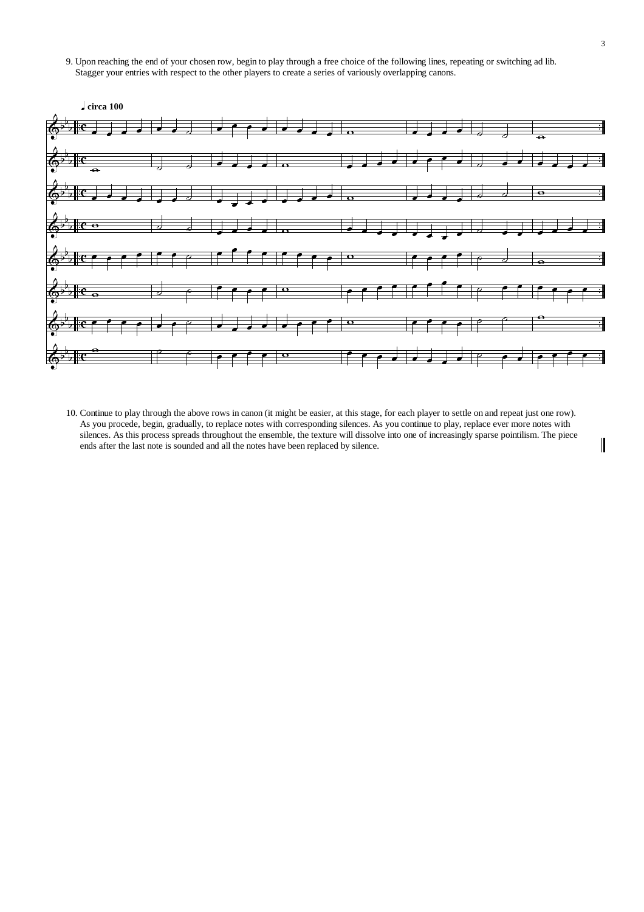9. Upon reaching the end of your chosen row, begin to play through a free choice of the following lines, repeating or switching ad lib. Stagger your entries with respect to the other players to create a series of variously overlapping canons.

10. Continue to play through the above rows in canon (it might be easier, at this stage, for each player to settle on and repeat just one row). As you procede, begin, gradually, to replace notes with corresponding silences. As you continue to play, replace ever more notes with silences. As this process spreads throughout the ensemble, the texture will dissolve into one of increasingly sparse pointilism. The piece ends after the last note is sounded and all the notes have been replaced by silence.